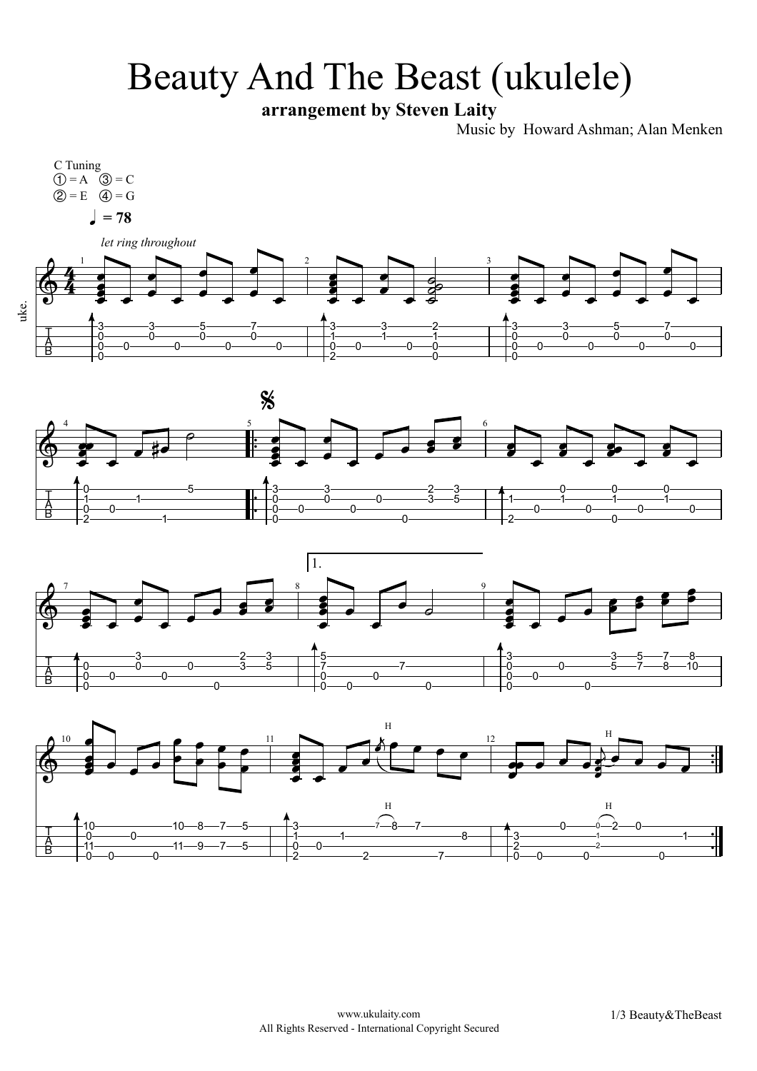# Beauty And The Beast (ukulele)

**arrangement by Steven Laity**

Music by Howard Ashman; Alan Menken

C Tuning
① = A ③ = C
② = E ④ = G

♩ = 78

*let ring throughout*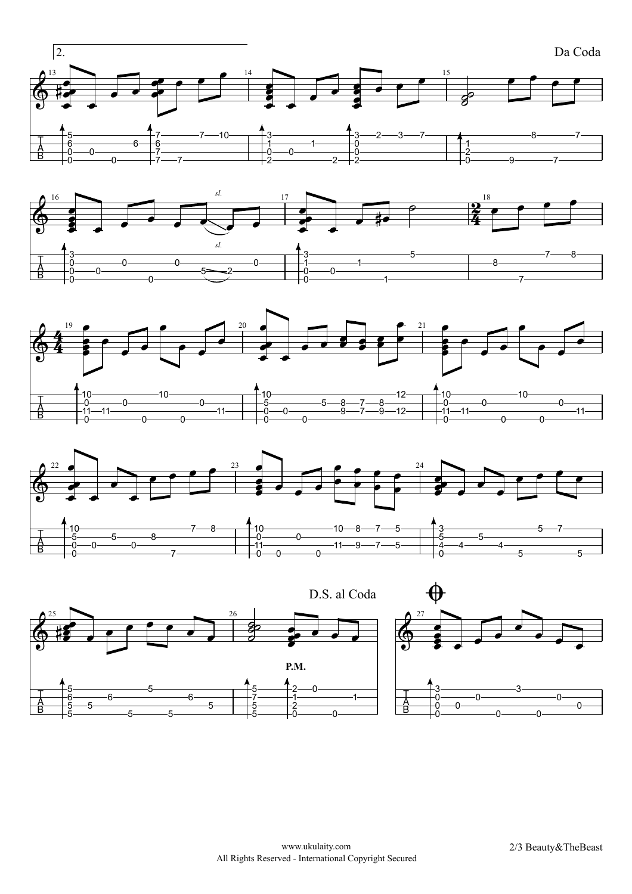2.

Da Coda

*sl.*

*sl.*

D.S. al Coda

P.M.